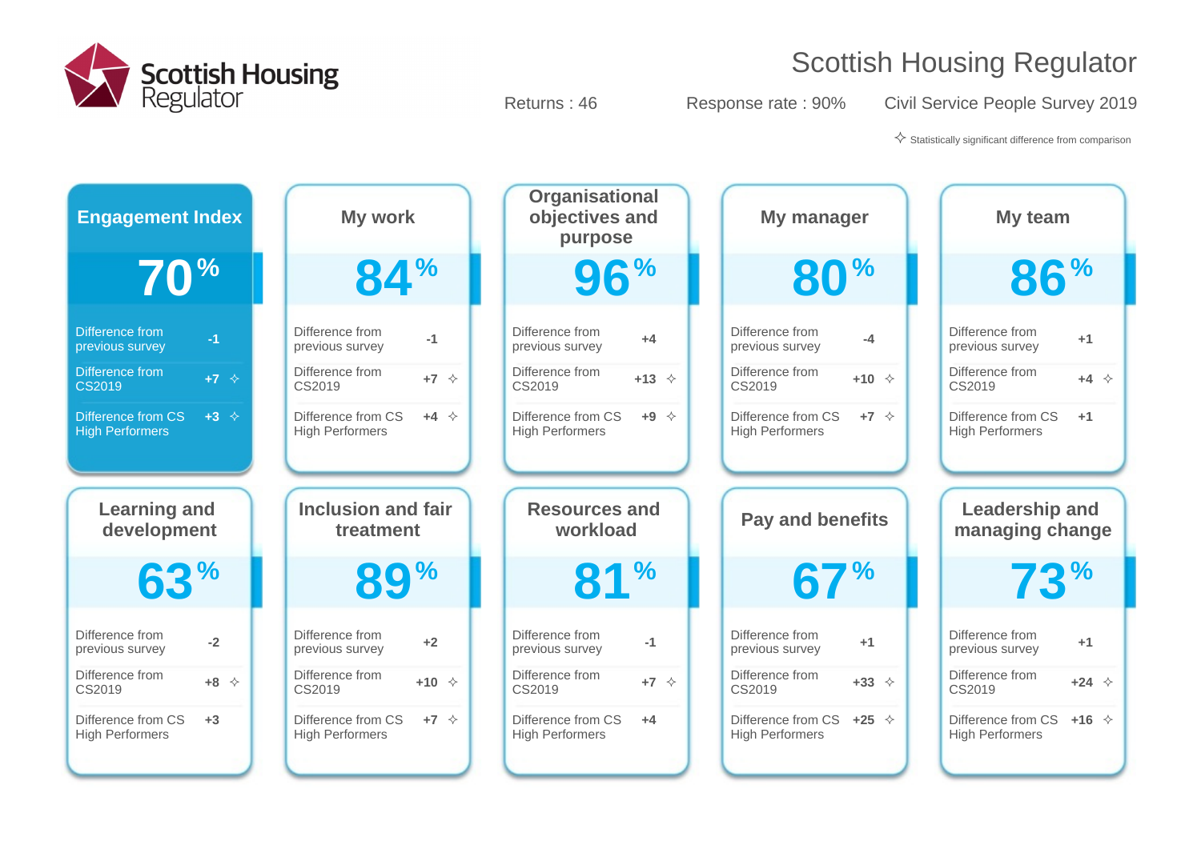# Scottish Housing Regulator

Returns : 46 | Response rate : 90% | Civil Service People Survey 2019

✧ Statistically significant difference from comparison

| Theme | Score | Difference from previous survey | Difference from CS2019 | Difference from CS High Performers |
|---|---|---|---|---|
| Engagement Index | 70% | -1 | +7 ✧ | +3 ✧ |
| My work | 84% | -1 | +7 ✧ | +4 ✧ |
| Organisational objectives and purpose | 96% | +4 | +13 ✧ | +9 ✧ |
| My manager | 80% | -4 | +10 ✧ | +7 ✧ |
| My team | 86% | +1 | +4 ✧ | +1 |
| Learning and development | 63% | -2 | +8 ✧ | +3 |
| Inclusion and fair treatment | 89% | +2 | +10 ✧ | +7 ✧ |
| Resources and workload | 81% | -1 | +7 ✧ | +4 |
| Pay and benefits | 67% | +1 | +33 ✧ | +25 ✧ |
| Leadership and managing change | 73% | +1 | +24 ✧ | +16 ✧ |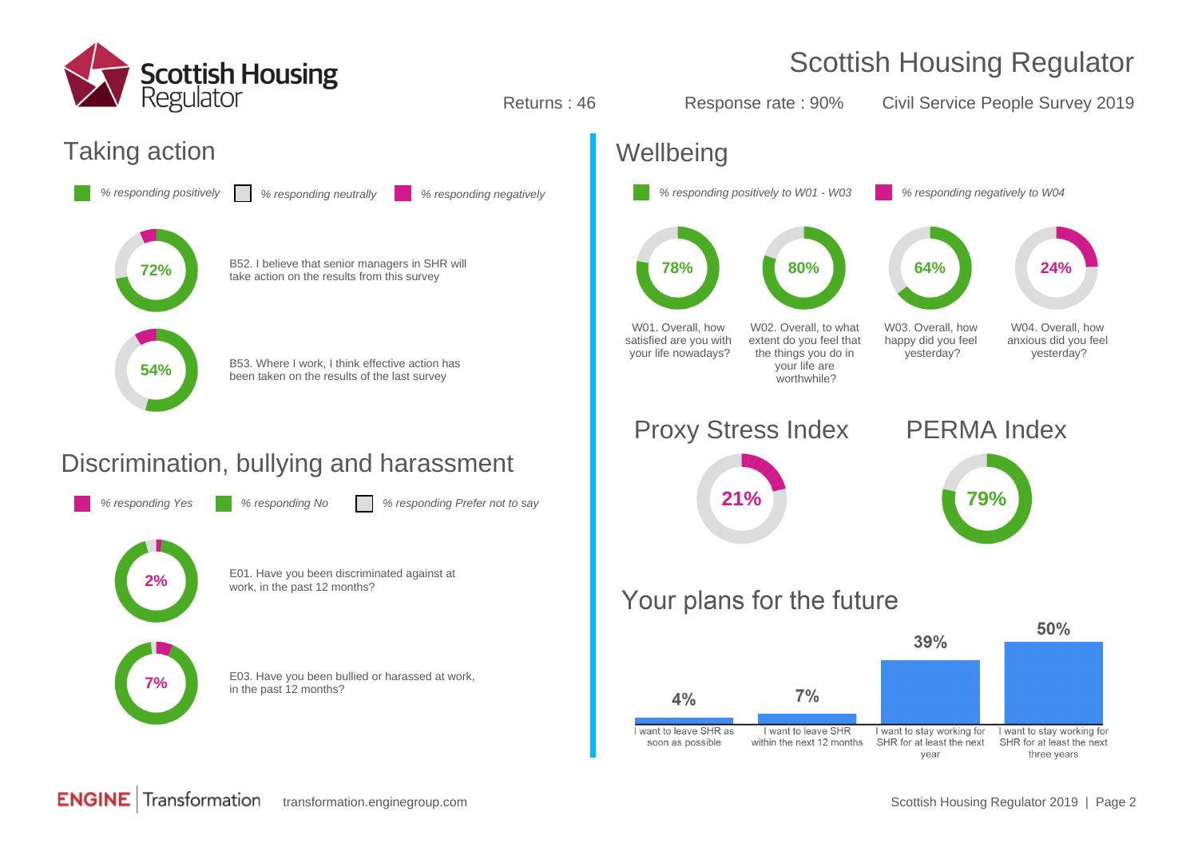# Scottish Housing Regulator

Returns : 46 | Response rate : 90% | Civil Service People Survey 2019

## Taking action

*% responding positively* | *% responding neutrally* | *% responding negatively*

| % positive | Question |
|---|---|
| 72% | B52. I believe that senior managers in SHR will take action on the results from this survey |
| 54% | B53. Where I work, I think effective action has been taken on the results of the last survey |

## Discrimination, bullying and harassment

*% responding Yes* | *% responding No* | *% responding Prefer not to say*

| % Yes | Question |
|---|---|
| 2% | E01. Have you been discriminated against at work, in the past 12 months? |
| 7% | E03. Have you been bullied or harassed at work, in the past 12 months? |

## Wellbeing

*% responding positively to W01 - W03* | *% responding negatively to W04*

| Question | % |
|---|---|
| W01. Overall, how satisfied are you with your life nowadays? | 78% |
| W02. Overall, to what extent do you feel that the things you do in your life are worthwhile? | 80% |
| W03. Overall, how happy did you feel yesterday? | 64% |
| W04. Overall, how anxious did you feel yesterday? | 24% |

### Proxy Stress Index

21%

### PERMA Index

79%

## Your plans for the future

| Plan | % |
|---|---|
| I want to leave SHR as soon as possible | 4% |
| I want to leave SHR within the next 12 months | 7% |
| I want to stay working for SHR for at least the next year | 39% |
| I want to stay working for SHR for at least the next three years | 50% |

ENGINE | Transformation transformation.enginegroup.com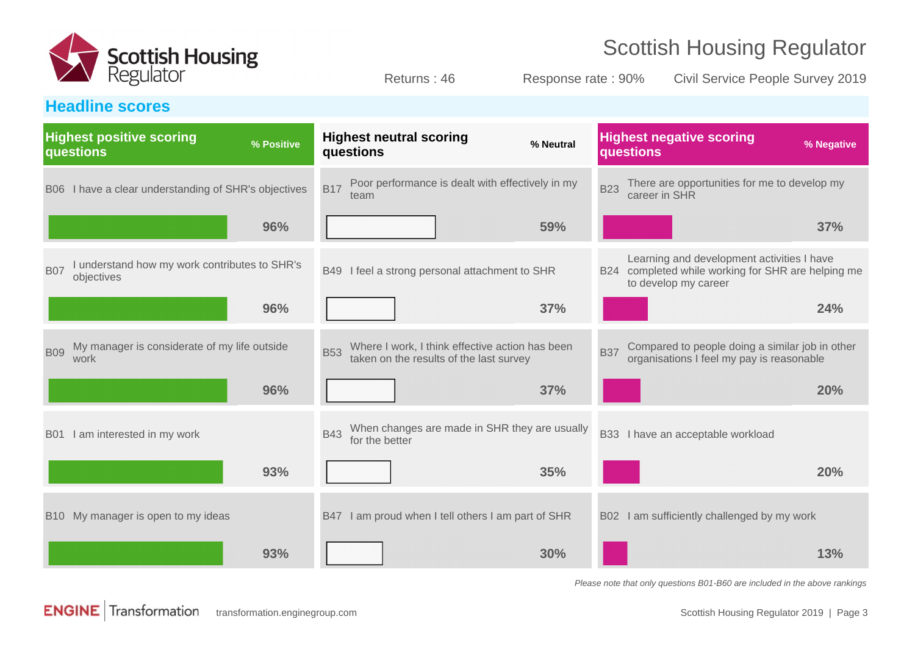# Scottish Housing Regulator

Returns : 46 | Response rate : 90% | Civil Service People Survey 2019

## Headline scores

### Highest positive scoring questions

| Code | Question | % Positive |
|---|---|---|
| B06 | I have a clear understanding of SHR's objectives | 96% |
| B07 | I understand how my work contributes to SHR's objectives | 96% |
| B09 | My manager is considerate of my life outside work | 96% |
| B01 | I am interested in my work | 93% |
| B10 | My manager is open to my ideas | 93% |

### Highest neutral scoring questions

| Code | Question | % Neutral |
|---|---|---|
| B17 | Poor performance is dealt with effectively in my team | 59% |
| B49 | I feel a strong personal attachment to SHR | 37% |
| B53 | Where I work, I think effective action has been taken on the results of the last survey | 37% |
| B43 | When changes are made in SHR they are usually for the better | 35% |
| B47 | I am proud when I tell others I am part of SHR | 30% |

### Highest negative scoring questions

| Code | Question | % Negative |
|---|---|---|
| B23 | There are opportunities for me to develop my career in SHR | 37% |
| B24 | Learning and development activities I have completed while working for SHR are helping me to develop my career | 24% |
| B37 | Compared to people doing a similar job in other organisations I feel my pay is reasonable | 20% |
| B33 | I have an acceptable workload | 20% |
| B02 | I am sufficiently challenged by my work | 13% |

*Please note that only questions B01-B60 are included in the above rankings*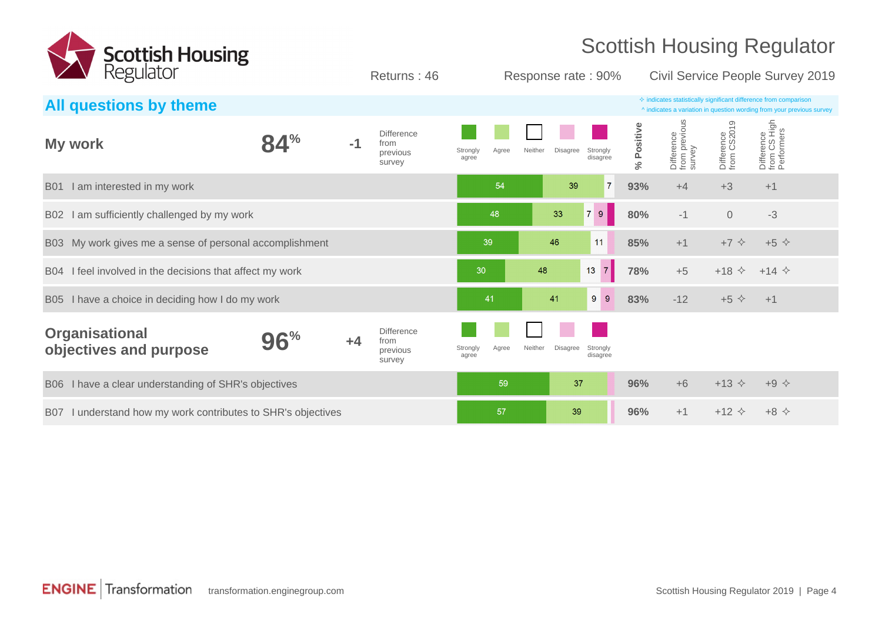# Scottish Housing Regulator

Returns : 46 | Response rate : 90% | Civil Service People Survey 2019

## All questions by theme

✧ indicates statistically significant difference from comparison
^ indicates a variation in question wording from your previous survey

### My work — 84% (Difference from previous survey: -1)

| Question | Strongly agree | Agree | Neither | Disagree | Strongly disagree | % Positive | Difference from previous survey | Difference from CS2019 | Difference from CS High Performers |
|---|---|---|---|---|---|---|---|---|---|
| B01 I am interested in my work | 54 | 39 | 7 | | | 93% | +4 | +3 | +1 |
| B02 I am sufficiently challenged by my work | 48 | 33 | 7 | 9 | | 80% | -1 | 0 | -3 |
| B03 My work gives me a sense of personal accomplishment | 39 | 46 | 11 | | | 85% | +1 | +7 ✧ | +5 ✧ |
| B04 I feel involved in the decisions that affect my work | 30 | 48 | 13 | 7 | | 78% | +5 | +18 ✧ | +14 ✧ |
| B05 I have a choice in deciding how I do my work | 41 | 41 | 9 | 9 | | 83% | -12 | +5 ✧ | +1 |

### Organisational objectives and purpose — 96% (Difference from previous survey: +4)

| Question | Strongly agree | Agree | Neither | Disagree | Strongly disagree | % Positive | Difference from previous survey | Difference from CS2019 | Difference from CS High Performers |
|---|---|---|---|---|---|---|---|---|---|
| B06 I have a clear understanding of SHR's objectives | 59 | 37 | | | | 96% | +6 | +13 ✧ | +9 ✧ |
| B07 I understand how my work contributes to SHR's objectives | 57 | 39 | | | | 96% | +1 | +12 ✧ | +8 ✧ |

transformation.enginegroup.com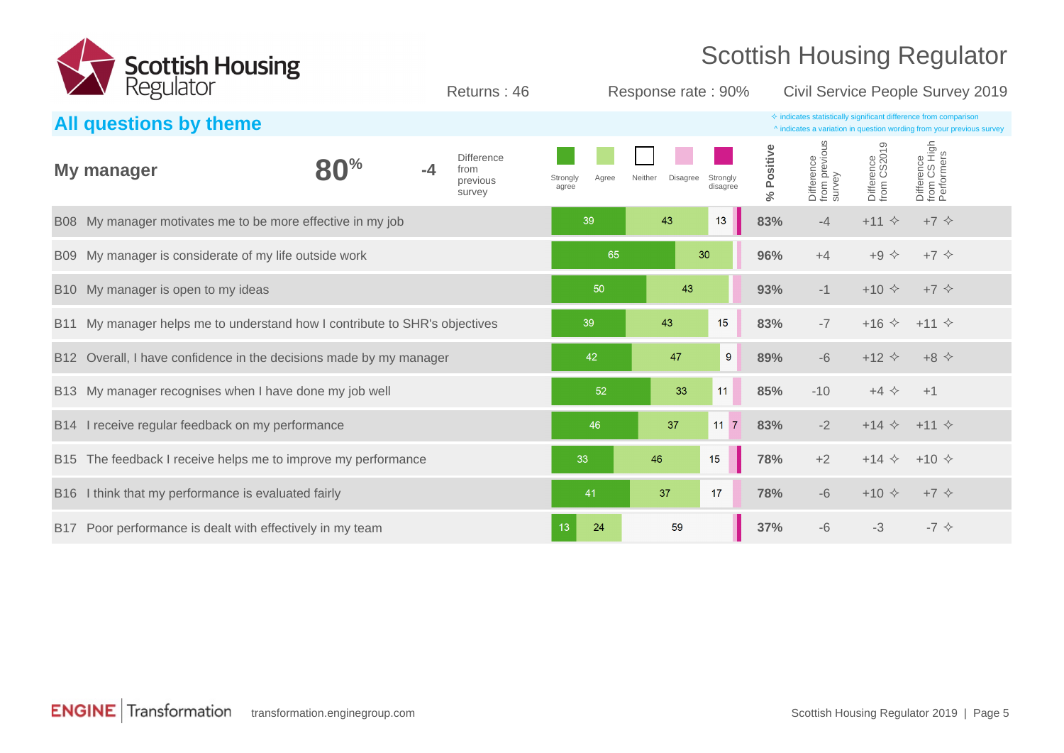# Scottish Housing Regulator

Returns : 46 | Response rate : 90% | Civil Service People Survey 2019

## All questions by theme

✧ indicates statistically significant difference from comparison
^ indicates a variation in question wording from your previous survey

### My manager

**80%** -4 Difference from previous survey

| Question | Strongly agree | Agree | Neither | Disagree | Strongly disagree | % Positive | Difference from previous survey | Difference from CS2019 | Difference from CS High Performers |
|---|---|---|---|---|---|---|---|---|---|
| B08 My manager motivates me to be more effective in my job | 39 | 43 | 13 | | | 83% | -4 | +11 ✧ | +7 ✧ |
| B09 My manager is considerate of my life outside work | 65 | 30 | | | | 96% | +4 | +9 ✧ | +7 ✧ |
| B10 My manager is open to my ideas | 50 | 43 | | | | 93% | -1 | +10 ✧ | +7 ✧ |
| B11 My manager helps me to understand how I contribute to SHR's objectives | 39 | 43 | 15 | | | 83% | -7 | +16 ✧ | +11 ✧ |
| B12 Overall, I have confidence in the decisions made by my manager | 42 | 47 | 9 | | | 89% | -6 | +12 ✧ | +8 ✧ |
| B13 My manager recognises when I have done my job well | 52 | 33 | 11 | | | 85% | -10 | +4 ✧ | +1 |
| B14 I receive regular feedback on my performance | 46 | 37 | 11 | 7 | | 83% | -2 | +14 ✧ | +11 ✧ |
| B15 The feedback I receive helps me to improve my performance | 33 | 46 | 15 | | | 78% | +2 | +14 ✧ | +10 ✧ |
| B16 I think that my performance is evaluated fairly | 41 | 37 | 17 | | | 78% | -6 | +10 ✧ | +7 ✧ |
| B17 Poor performance is dealt with effectively in my team | 13 | 24 | 59 | | | 37% | -6 | -3 | -7 ✧ |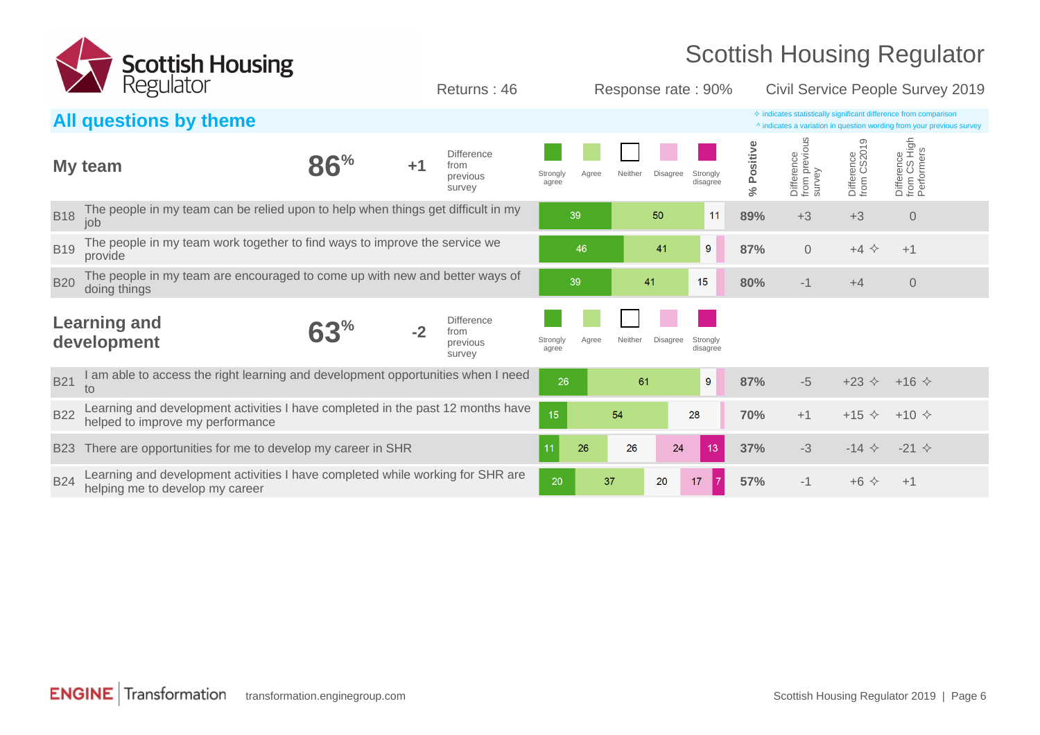Scottish Housing Regulator

Returns : 46 | Response rate : 90% | Civil Service People Survey 2019

## All questions by theme

✧ indicates statistically significant difference from comparison
^ indicates a variation in question wording from your previous survey

### My team

**86%** | **+1** Difference from previous survey

| | Question | Strongly agree | Agree | Neither | Disagree | Strongly disagree | % Positive | Difference from previous survey | Difference from CS2019 | Difference from CS High Performers |
|---|---|---|---|---|---|---|---|---|---|---|
| B18 | The people in my team can be relied upon to help when things get difficult in my job | 39 | 50 | 11 | | | 89% | +3 | +3 | 0 |
| B19 | The people in my team work together to find ways to improve the service we provide | 46 | 41 | 9 | | | 87% | 0 | +4 ✧ | +1 |
| B20 | The people in my team are encouraged to come up with new and better ways of doing things | 39 | 41 | 15 | | | 80% | -1 | +4 | 0 |

### Learning and development

**63%** | **-2** Difference from previous survey

| | Question | Strongly agree | Agree | Neither | Disagree | Strongly disagree | % Positive | Difference from previous survey | Difference from CS2019 | Difference from CS High Performers |
|---|---|---|---|---|---|---|---|---|---|---|
| B21 | I am able to access the right learning and development opportunities when I need to | 26 | 61 | 9 | | | 87% | -5 | +23 ✧ | +16 ✧ |
| B22 | Learning and development activities I have completed in the past 12 months have helped to improve my performance | 15 | 54 | 28 | | | 70% | +1 | +15 ✧ | +10 ✧ |
| B23 | There are opportunities for me to develop my career in SHR | 11 | 26 | 26 | 24 | 13 | 37% | -3 | -14 ✧ | -21 ✧ |
| B24 | Learning and development activities I have completed while working for SHR are helping me to develop my career | 20 | 37 | 20 | 17 | 7 | 57% | -1 | +6 ✧ | +1 |

ENGINE Transformation transformation.enginegroup.com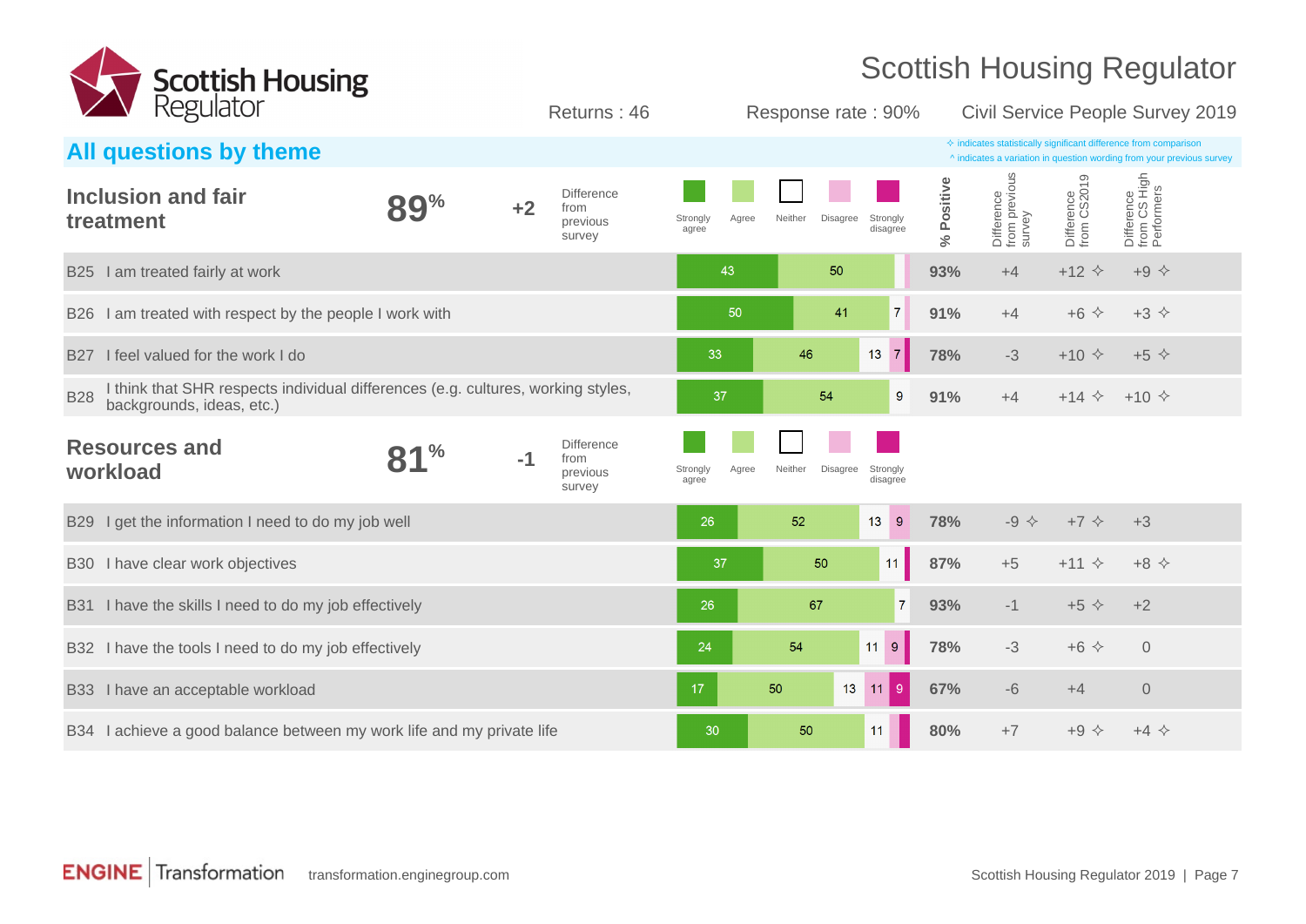# Scottish Housing Regulator

Returns : 46 | Response rate : 90% | Civil Service People Survey 2019

## All questions by theme

✧ indicates statistically significant difference from comparison
^ indicates a variation in question wording from your previous survey

### Inclusion and fair treatment

**89%** | **+2** Difference from previous survey

| Question | Strongly agree | Agree | Neither | Disagree | Strongly disagree | % Positive | Difference from previous survey | Difference from CS2019 | Difference from CS High Performers |
|---|---|---|---|---|---|---|---|---|---|
| B25 I am treated fairly at work | 43 | 50 | | | | **93%** | +4 | +12 ✧ | +9 ✧ |
| B26 I am treated with respect by the people I work with | 50 | 41 | 7 | | | **91%** | +4 | +6 ✧ | +3 ✧ |
| B27 I feel valued for the work I do | 33 | 46 | 13 | 7 | | **78%** | -3 | +10 ✧ | +5 ✧ |
| B28 I think that SHR respects individual differences (e.g. cultures, working styles, backgrounds, ideas, etc.) | 37 | 54 | 9 | | | **91%** | +4 | +14 ✧ | +10 ✧ |

### Resources and workload

**81%** | **-1** Difference from previous survey

| Question | Strongly agree | Agree | Neither | Disagree | Strongly disagree | % Positive | Difference from previous survey | Difference from CS2019 | Difference from CS High Performers |
|---|---|---|---|---|---|---|---|---|---|
| B29 I get the information I need to do my job well | 26 | 52 | 13 | 9 | | **78%** | -9 ✧ | +7 ✧ | +3 |
| B30 I have clear work objectives | 37 | 50 | 11 | | | **87%** | +5 | +11 ✧ | +8 ✧ |
| B31 I have the skills I need to do my job effectively | 26 | 67 | 7 | | | **93%** | -1 | +5 ✧ | +2 |
| B32 I have the tools I need to do my job effectively | 24 | 54 | 11 | 9 | | **78%** | -3 | +6 ✧ | 0 |
| B33 I have an acceptable workload | 17 | 50 | 13 | 11 | 9 | **67%** | -6 | +4 | 0 |
| B34 I achieve a good balance between my work life and my private life | 30 | 50 | 11 | | | **80%** | +7 | +9 ✧ | +4 ✧ |

ENGINE Transformation transformation.enginegroup.com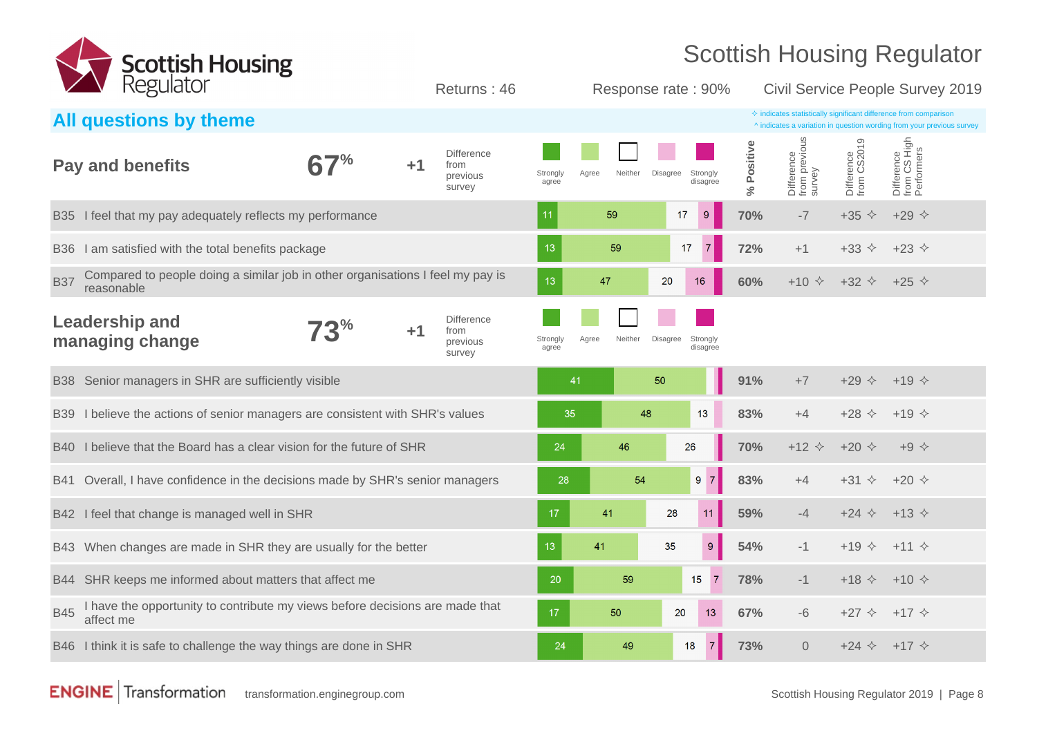# Scottish Housing Regulator

Returns : 46 | Response rate : 90% | Civil Service People Survey 2019

## All questions by theme

✧ indicates statistically significant difference from comparison
^ indicates a variation in question wording from your previous survey

### Pay and benefits — 67% (+1 Difference from previous survey)

| Question | Strongly agree | Agree | Neither | Disagree | Strongly disagree | % Positive | Difference from previous survey | Difference from CS2019 | Difference from CS High Performers |
|---|---|---|---|---|---|---|---|---|---|
| B35 I feel that my pay adequately reflects my performance | 11 | 59 | 17 | 9 | | 70% | -7 | +35 ✧ | +29 ✧ |
| B36 I am satisfied with the total benefits package | 13 | 59 | 17 | 7 | | 72% | +1 | +33 ✧ | +23 ✧ |
| B37 Compared to people doing a similar job in other organisations I feel my pay is reasonable | 13 | 47 | 20 | 16 | | 60% | +10 ✧ | +32 ✧ | +25 ✧ |

### Leadership and managing change — 73% (+1 Difference from previous survey)

| Question | Strongly agree | Agree | Neither | Disagree | Strongly disagree | % Positive | Difference from previous survey | Difference from CS2019 | Difference from CS High Performers |
|---|---|---|---|---|---|---|---|---|---|
| B38 Senior managers in SHR are sufficiently visible | 41 | 50 | | | | 91% | +7 | +29 ✧ | +19 ✧ |
| B39 I believe the actions of senior managers are consistent with SHR's values | 35 | 48 | 13 | | | 83% | +4 | +28 ✧ | +19 ✧ |
| B40 I believe that the Board has a clear vision for the future of SHR | 24 | 46 | 26 | | | 70% | +12 ✧ | +20 ✧ | +9 ✧ |
| B41 Overall, I have confidence in the decisions made by SHR's senior managers | 28 | 54 | 9 | 7 | | 83% | +4 | +31 ✧ | +20 ✧ |
| B42 I feel that change is managed well in SHR | 17 | 41 | 28 | 11 | | 59% | -4 | +24 ✧ | +13 ✧ |
| B43 When changes are made in SHR they are usually for the better | 13 | 41 | 35 | 9 | | 54% | -1 | +19 ✧ | +11 ✧ |
| B44 SHR keeps me informed about matters that affect me | 20 | 59 | 15 | 7 | | 78% | -1 | +18 ✧ | +10 ✧ |
| B45 I have the opportunity to contribute my views before decisions are made that affect me | 17 | 50 | 20 | 13 | | 67% | -6 | +27 ✧ | +17 ✧ |
| B46 I think it is safe to challenge the way things are done in SHR | 24 | 49 | 18 | 7 | | 73% | 0 | +24 ✧ | +17 ✧ |

ENGINE Transformation — transformation.enginegroup.com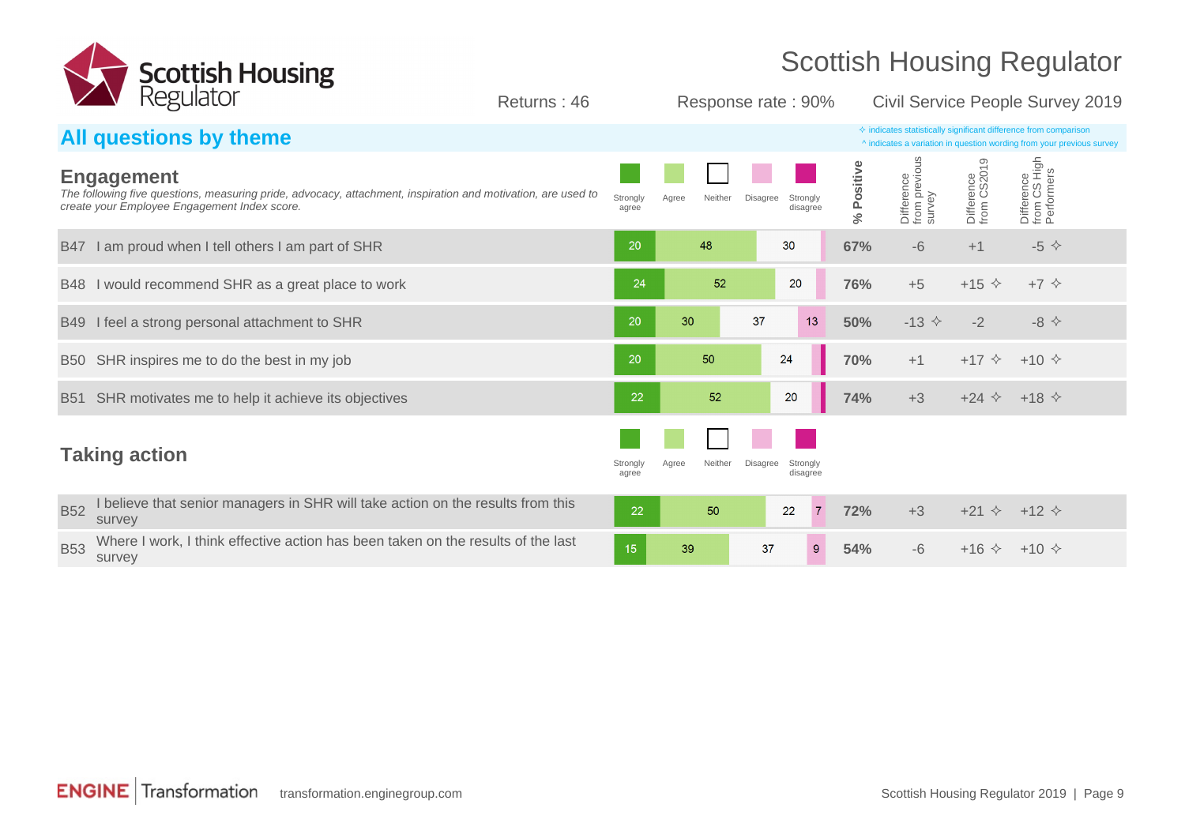# Scottish Housing Regulator

Returns : 46 | Response rate : 90% | Civil Service People Survey 2019

## All questions by theme

✧ indicates statistically significant difference from comparison
^ indicates a variation in question wording from your previous survey

### Engagement

*The following five questions, measuring pride, advocacy, attachment, inspiration and motivation, are used to create your Employee Engagement Index score.*

| | Question | Strongly agree | Agree | Neither | Disagree | Strongly disagree | % Positive | Difference from previous survey | Difference from CS2019 | Difference from CS High Performers |
|---|---|---|---|---|---|---|---|---|---|---|
| B47 | I am proud when I tell others I am part of SHR | 20 | 48 | 30 | | | 67% | -6 | +1 | -5 ✧ |
| B48 | I would recommend SHR as a great place to work | 24 | 52 | 20 | | | 76% | +5 | +15 ✧ | +7 ✧ |
| B49 | I feel a strong personal attachment to SHR | 20 | 30 | 37 | 13 | | 50% | -13 ✧ | -2 | -8 ✧ |
| B50 | SHR inspires me to do the best in my job | 20 | 50 | 24 | | | 70% | +1 | +17 ✧ | +10 ✧ |
| B51 | SHR motivates me to help it achieve its objectives | 22 | 52 | 20 | | | 74% | +3 | +24 ✧ | +18 ✧ |

### Taking action

| | Question | Strongly agree | Agree | Neither | Disagree | Strongly disagree | % Positive | Difference from previous survey | Difference from CS2019 | Difference from CS High Performers |
|---|---|---|---|---|---|---|---|---|---|---|
| B52 | I believe that senior managers in SHR will take action on the results from this survey | 22 | 50 | 22 | 7 | | 72% | +3 | +21 ✧ | +12 ✧ |
| B53 | Where I work, I think effective action has been taken on the results of the last survey | 15 | 39 | 37 | 9 | | 54% | -6 | +16 ✧ | +10 ✧ |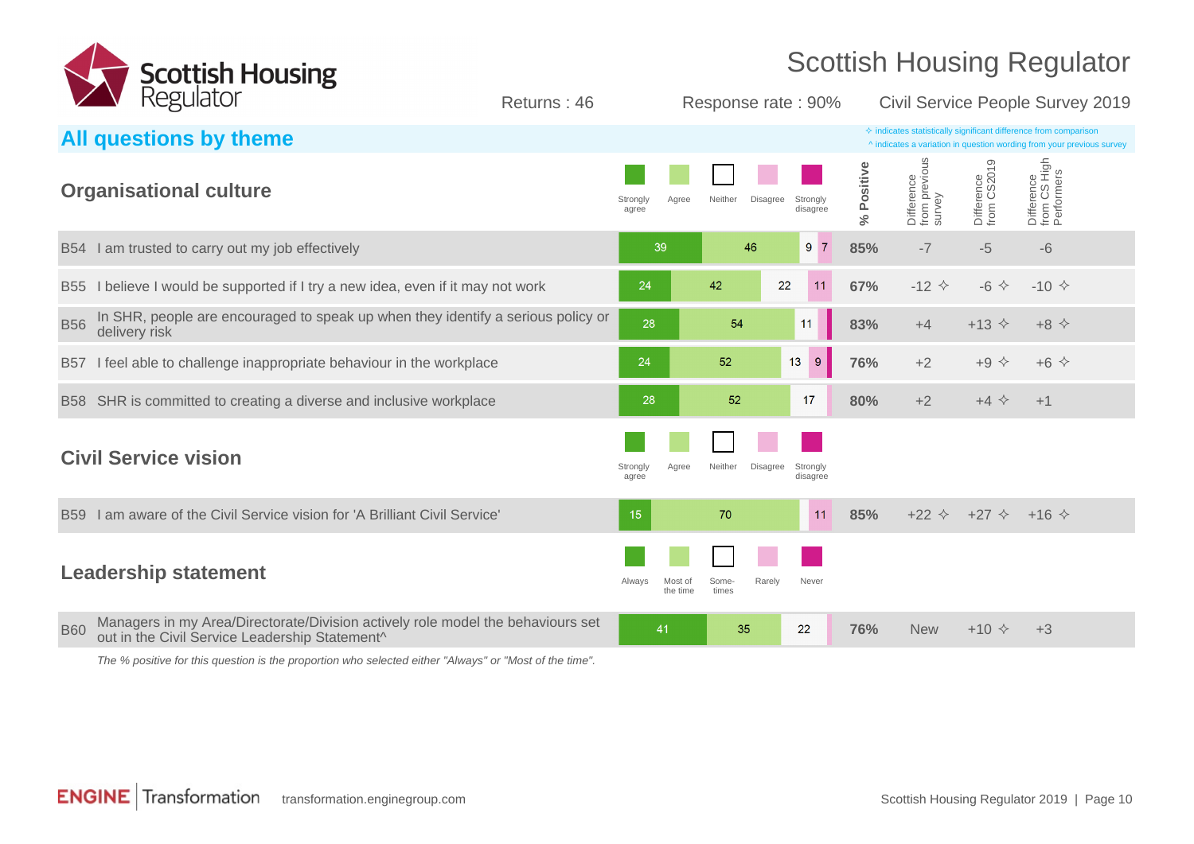# Scottish Housing Regulator

Returns : 46 | Response rate : 90% | Civil Service People Survey 2019

## All questions by theme

✧ indicates statistically significant difference from comparison
^ indicates a variation in question wording from your previous survey

### Organisational culture

| | Question | Strongly agree | Agree | Neither | Disagree | Strongly disagree | % Positive | Difference from previous survey | Difference from CS2019 | Difference from CS High Performers |
|---|---|---|---|---|---|---|---|---|---|---|
| B54 | I am trusted to carry out my job effectively | 39 | 46 | 9 | 7 | | 85% | -7 | -5 | -6 |
| B55 | I believe I would be supported if I try a new idea, even if it may not work | 24 | 42 | 22 | 11 | | 67% | -12 ✧ | -6 ✧ | -10 ✧ |
| B56 | In SHR, people are encouraged to speak up when they identify a serious policy or delivery risk | 28 | 54 | 11 | | | 83% | +4 | +13 ✧ | +8 ✧ |
| B57 | I feel able to challenge inappropriate behaviour in the workplace | 24 | 52 | 13 | 9 | | 76% | +2 | +9 ✧ | +6 ✧ |
| B58 | SHR is committed to creating a diverse and inclusive workplace | 28 | 52 | 17 | | | 80% | +2 | +4 ✧ | +1 |

### Civil Service vision

| | Question | Strongly agree | Agree | Neither | Disagree | Strongly disagree | % Positive | Difference from previous survey | Difference from CS2019 | Difference from CS High Performers |
|---|---|---|---|---|---|---|---|---|---|---|
| B59 | I am aware of the Civil Service vision for 'A Brilliant Civil Service' | 15 | 70 | | 11 | | 85% | +22 ✧ | +27 ✧ | +16 ✧ |

### Leadership statement

| | Question | Always | Most of the time | Some-times | Rarely | Never | % Positive | Difference from previous survey | Difference from CS2019 | Difference from CS High Performers |
|---|---|---|---|---|---|---|---|---|---|---|
| B60 | Managers in my Area/Directorate/Division actively role model the behaviours set out in the Civil Service Leadership Statement^ | 41 | 35 | 22 | | | 76% | New | +10 ✧ | +3 |

*The % positive for this question is the proportion who selected either "Always" or "Most of the time".*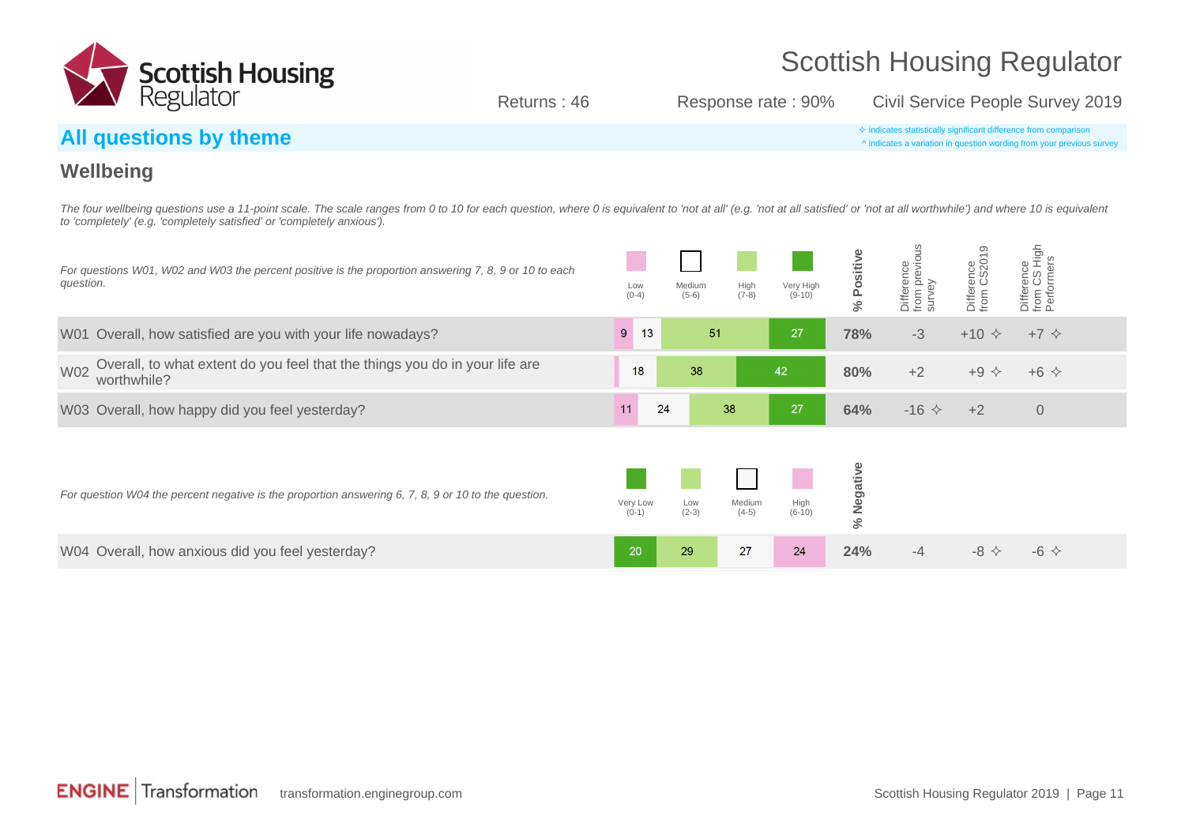# Scottish Housing Regulator

Returns : 46 | Response rate : 90% | Civil Service People Survey 2019

## All questions by theme

✧ indicates statistically significant difference from comparison
^ indicates a variation in question wording from your previous survey

### Wellbeing

*The four wellbeing questions use a 11-point scale. The scale ranges from 0 to 10 for each question, where 0 is equivalent to 'not at all' (e.g. 'not at all satisfied' or 'not at all worthwhile') and where 10 is equivalent to 'completely' (e.g. 'completely satisfied' or 'completely anxious').*

*For questions W01, W02 and W03 the percent positive is the proportion answering 7, 8, 9 or 10 to each question.*

| Question | Low (0-4) | Medium (5-6) | High (7-8) | Very High (9-10) | % Positive | Difference from previous survey | Difference from CS2019 | Difference from CS High Performers |
|---|---|---|---|---|---|---|---|---|
| W01 Overall, how satisfied are you with your life nowadays? | 9 | 13 | 51 | 27 | 78% | -3 | +10 ✧ | +7 ✧ |
| W02 Overall, to what extent do you feel that the things you do in your life are worthwhile? | | 18 | 38 | 42 | 80% | +2 | +9 ✧ | +6 ✧ |
| W03 Overall, how happy did you feel yesterday? | 11 | 24 | 38 | 27 | 64% | -16 ✧ | +2 | 0 |

*For question W04 the percent negative is the proportion answering 6, 7, 8, 9 or 10 to the question.*

| Question | Very Low (0-1) | Low (2-3) | Medium (4-5) | High (6-10) | % Negative | Difference from previous survey | Difference from CS2019 | Difference from CS High Performers |
|---|---|---|---|---|---|---|---|---|
| W04 Overall, how anxious did you feel yesterday? | 20 | 29 | 27 | 24 | 24% | -4 | -8 ✧ | -6 ✧ |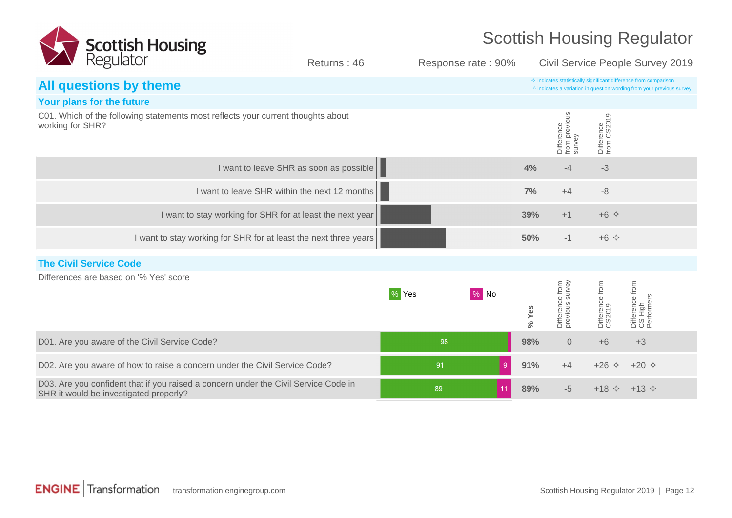Returns : 46 | Response rate : 90% | Civil Service People Survey 2019

## All questions by theme

✧ indicates statistically significant difference from comparison
^ indicates a variation in question wording from your previous survey

### Your plans for the future

C01. Which of the following statements most reflects your current thoughts about working for SHR?

| Statement | % | Difference from previous survey | Difference from CS2019 |
|---|---|---|---|
| I want to leave SHR as soon as possible | 4% | -4 | -3 |
| I want to leave SHR within the next 12 months | 7% | +4 | -8 |
| I want to stay working for SHR for at least the next year | 39% | +1 | +6 ✧ |
| I want to stay working for SHR for at least the next three years | 50% | -1 | +6 ✧ |

### The Civil Service Code

Differences are based on '% Yes' score

| Question | % Yes | % No | % Yes | Difference from previous survey | Difference from CS2019 | Difference from CS High Performers |
|---|---|---|---|---|---|---|
| D01. Are you aware of the Civil Service Code? | 98 | | 98% | 0 | +6 | +3 |
| D02. Are you aware of how to raise a concern under the Civil Service Code? | 91 | 9 | 91% | +4 | +26 ✧ | +20 ✧ |
| D03. Are you confident that if you raised a concern under the Civil Service Code in SHR it would be investigated properly? | 89 | 11 | 89% | -5 | +18 ✧ | +13 ✧ |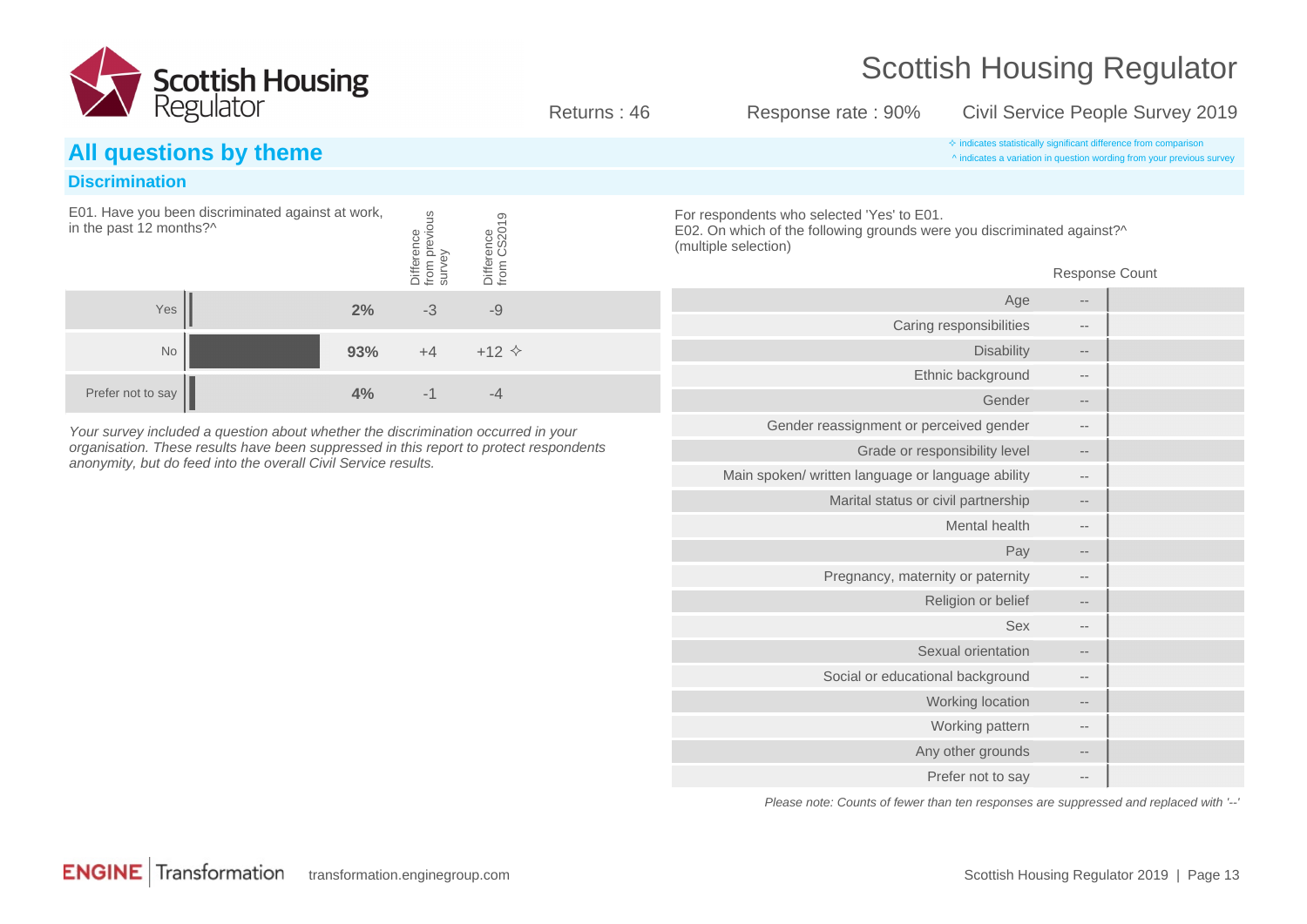## All questions by theme

✧ indicates statistically significant difference from comparison
^ indicates a variation in question wording from your previous survey

### Discrimination

E01. Have you been discriminated against at work, in the past 12 months?^

| | % | Difference from previous survey | Difference from CS2019 |
|---|---|---|---|
| Yes | 2% | -3 | -9 |
| No | 93% | +4 | +12 ✧ |
| Prefer not to say | 4% | -1 | -4 |

*Your survey included a question about whether the discrimination occurred in your organisation. These results have been suppressed in this report to protect respondents anonymity, but do feed into the overall Civil Service results.*

For respondents who selected 'Yes' to E01.
E02. On which of the following grounds were you discriminated against?^
(multiple selection)

| | Response Count |
|---|---|
| Age | -- |
| Caring responsibilities | -- |
| Disability | -- |
| Ethnic background | -- |
| Gender | -- |
| Gender reassignment or perceived gender | -- |
| Grade or responsibility level | -- |
| Main spoken/ written language or language ability | -- |
| Marital status or civil partnership | -- |
| Mental health | -- |
| Pay | -- |
| Pregnancy, maternity or paternity | -- |
| Religion or belief | -- |
| Sex | -- |
| Sexual orientation | -- |
| Social or educational background | -- |
| Working location | -- |
| Working pattern | -- |
| Any other grounds | -- |
| Prefer not to say | -- |

*Please note: Counts of fewer than ten responses are suppressed and replaced with '--'*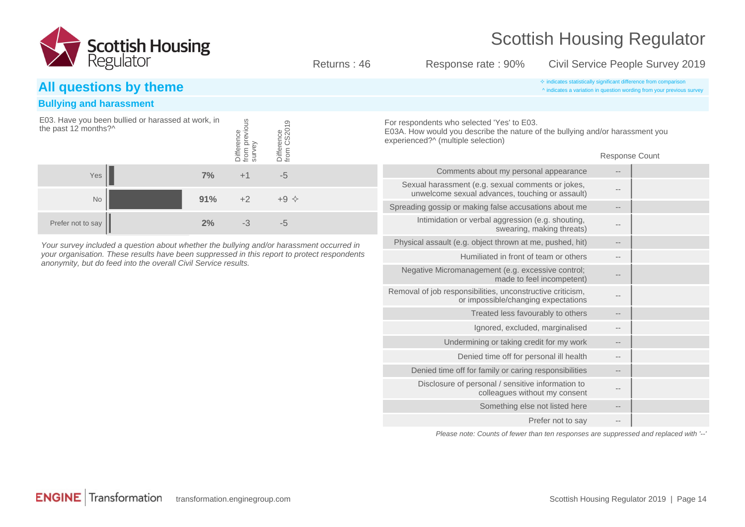# Scottish Housing Regulator

Returns : 46 | Response rate : 90% | Civil Service People Survey 2019

## All questions by theme

✧ indicates statistically significant difference from comparison
^ indicates a variation in question wording from your previous survey

### Bullying and harassment

E03. Have you been bullied or harassed at work, in the past 12 months?^

| | % | Difference from previous survey | Difference from CS2019 |
|---|---|---|---|
| Yes | 7% | +1 | -5 |
| No | 91% | +2 | +9 ✧ |
| Prefer not to say | 2% | -3 | -5 |

*Your survey included a question about whether the bullying and/or harassment occurred in your organisation. These results have been suppressed in this report to protect respondents anonymity, but do feed into the overall Civil Service results.*

For respondents who selected 'Yes' to E03.
E03A. How would you describe the nature of the bullying and/or harassment you experienced?^ (multiple selection)

| | Response Count |
|---|---|
| Comments about my personal appearance | -- |
| Sexual harassment (e.g. sexual comments or jokes, unwelcome sexual advances, touching or assault) | -- |
| Spreading gossip or making false accusations about me | -- |
| Intimidation or verbal aggression (e.g. shouting, swearing, making threats) | -- |
| Physical assault (e.g. object thrown at me, pushed, hit) | -- |
| Humiliated in front of team or others | -- |
| Negative Micromanagement (e.g. excessive control; made to feel incompetent) | -- |
| Removal of job responsibilities, unconstructive criticism, or impossible/changing expectations | -- |
| Treated less favourably to others | -- |
| Ignored, excluded, marginalised | -- |
| Undermining or taking credit for my work | -- |
| Denied time off for personal ill health | -- |
| Denied time off for family or caring responsibilities | -- |
| Disclosure of personal / sensitive information to colleagues without my consent | -- |
| Something else not listed here | -- |
| Prefer not to say | -- |

*Please note: Counts of fewer than ten responses are suppressed and replaced with '--'*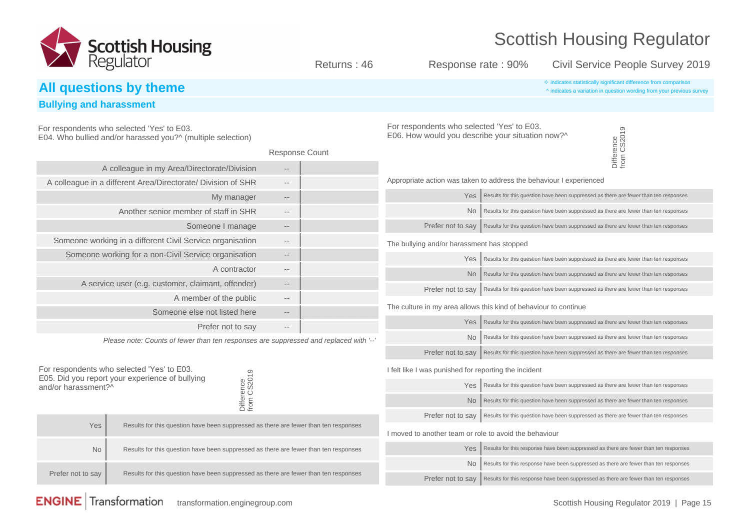Returns : 46 Response rate : 90% Civil Service People Survey 2019

## All questions by theme

✧ indicates statistically significant difference from comparison
^ indicates a variation in question wording from your previous survey

### Bullying and harassment

For respondents who selected 'Yes' to E03.
E04. Who bullied and/or harassed you?^ (multiple selection)

| | Response Count |
|---|---|
| A colleague in my Area/Directorate/Division | -- |
| A colleague in a different Area/Directorate/ Division of SHR | -- |
| My manager | -- |
| Another senior member of staff in SHR | -- |
| Someone I manage | -- |
| Someone working in a different Civil Service organisation | -- |
| Someone working for a non-Civil Service organisation | -- |
| A contractor | -- |
| A service user (e.g. customer, claimant, offender) | -- |
| A member of the public | -- |
| Someone else not listed here | -- |
| Prefer not to say | -- |

*Please note: Counts of fewer than ten responses are suppressed and replaced with '--'*

For respondents who selected 'Yes' to E03.
E05. Did you report your experience of bullying and/or harassment?^

| | | Difference from CS2019 |
|---|---|---|
| Yes | Results for this question have been suppressed as there are fewer than ten responses | |
| No | Results for this question have been suppressed as there are fewer than ten responses | |
| Prefer not to say | Results for this question have been suppressed as there are fewer than ten responses | |

For respondents who selected 'Yes' to E03.
E06. How would you describe your situation now?^

| | | Difference from CS2019 |
|---|---|---|
| **Appropriate action was taken to address the behaviour I experienced** | | |
| Yes | Results for this question have been suppressed as there are fewer than ten responses | |
| No | Results for this question have been suppressed as there are fewer than ten responses | |
| Prefer not to say | Results for this question have been suppressed as there are fewer than ten responses | |
| **The bullying and/or harassment has stopped** | | |
| Yes | Results for this question have been suppressed as there are fewer than ten responses | |
| No | Results for this question have been suppressed as there are fewer than ten responses | |
| Prefer not to say | Results for this question have been suppressed as there are fewer than ten responses | |
| **The culture in my area allows this kind of behaviour to continue** | | |
| Yes | Results for this question have been suppressed as there are fewer than ten responses | |
| No | Results for this question have been suppressed as there are fewer than ten responses | |
| Prefer not to say | Results for this question have been suppressed as there are fewer than ten responses | |
| **I felt like I was punished for reporting the incident** | | |
| Yes | Results for this question have been suppressed as there are fewer than ten responses | |
| No | Results for this question have been suppressed as there are fewer than ten responses | |
| Prefer not to say | Results for this question have been suppressed as there are fewer than ten responses | |
| **I moved to another team or role to avoid the behaviour** | | |
| Yes | Results for this response have been suppressed as there are fewer than ten responses | |
| No | Results for this response have been suppressed as there are fewer than ten responses | |
| Prefer not to say | Results for this response have been suppressed as there are fewer than ten responses | |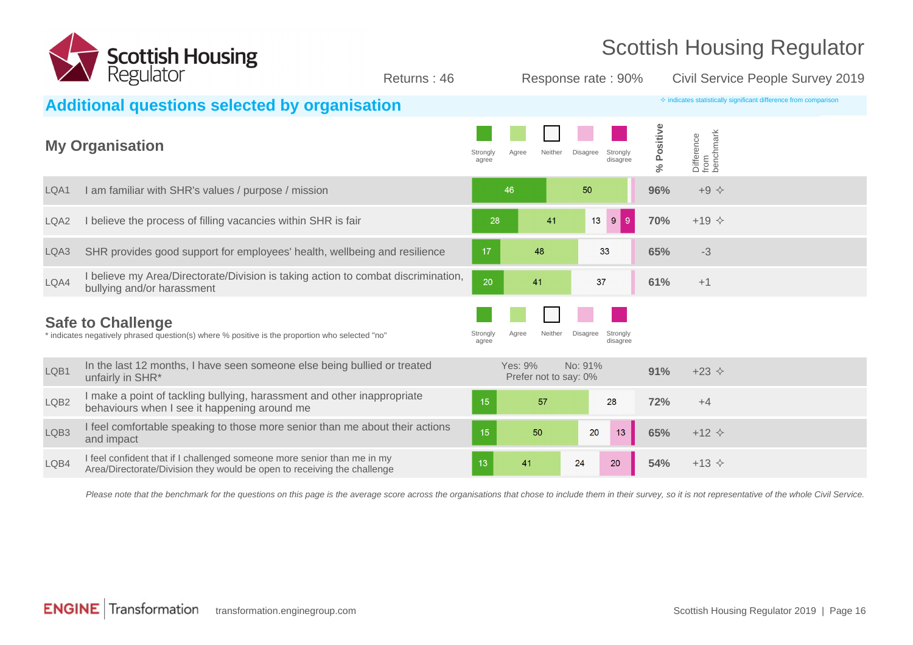# Scottish Housing Regulator

Returns : 46 | Response rate : 90% | Civil Service People Survey 2019

## Additional questions selected by organisation

✧ indicates statistically significant difference from comparison

### My Organisation

| | Question | Strongly agree | Agree | Neither | Disagree | Strongly disagree | % Positive | Difference from benchmark |
|---|---|---|---|---|---|---|---|---|
| LQA1 | I am familiar with SHR's values / purpose / mission | 46 | 50 | | | | 96% | +9 ✧ |
| LQA2 | I believe the process of filling vacancies within SHR is fair | 28 | 41 | 13 | 9 | 9 | 70% | +19 ✧ |
| LQA3 | SHR provides good support for employees' health, wellbeing and resilience | 17 | 48 | 33 | | | 65% | -3 |
| LQA4 | I believe my Area/Directorate/Division is taking action to combat discrimination, bullying and/or harassment | 20 | 41 | 37 | | | 61% | +1 |

### Safe to Challenge

\* indicates negatively phrased question(s) where % positive is the proportion who selected "no"

| | Question | Strongly agree | Agree | Neither | Disagree | Strongly disagree | % Positive | Difference from benchmark |
|---|---|---|---|---|---|---|---|---|
| LQB1 | In the last 12 months, I have seen someone else being bullied or treated unfairly in SHR* | Yes: 9% | No: 91% | Prefer not to say: 0% | | | 91% | +23 ✧ |
| LQB2 | I make a point of tackling bullying, harassment and other inappropriate behaviours when I see it happening around me | 15 | 57 | 28 | | | 72% | +4 |
| LQB3 | I feel comfortable speaking to those more senior than me about their actions and impact | 15 | 50 | 20 | 13 | | 65% | +12 ✧ |
| LQB4 | I feel confident that if I challenged someone more senior than me in my Area/Directorate/Division they would be open to receiving the challenge | 13 | 41 | 24 | 20 | | 54% | +13 ✧ |

*Please note that the benchmark for the questions on this page is the average score across the organisations that chose to include them in their survey, so it is not representative of the whole Civil Service.*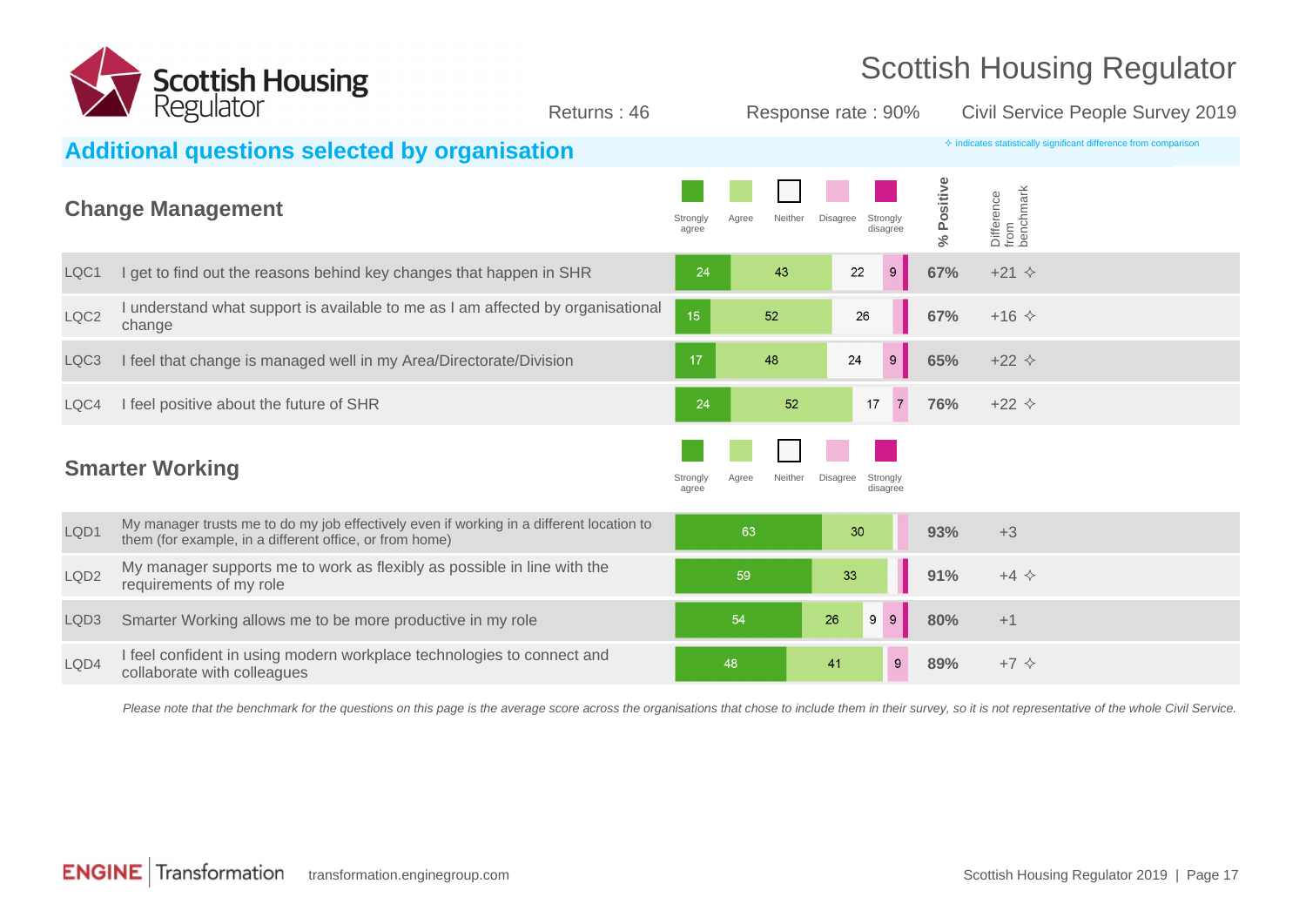# Scottish Housing Regulator

Returns : 46 | Response rate : 90% | Civil Service People Survey 2019

## Additional questions selected by organisation

✧ indicates statistically significant difference from comparison

### Change Management

| | Question | Strongly agree | Agree | Neither | Disagree | Strongly disagree | % Positive | Difference from benchmark |
|---|---|---|---|---|---|---|---|---|
| LQC1 | I get to find out the reasons behind key changes that happen in SHR | 24 | 43 | 22 | 9 | | 67% | +21 ✧ |
| LQC2 | I understand what support is available to me as I am affected by organisational change | 15 | 52 | 26 | | | 67% | +16 ✧ |
| LQC3 | I feel that change is managed well in my Area/Directorate/Division | 17 | 48 | 24 | 9 | | 65% | +22 ✧ |
| LQC4 | I feel positive about the future of SHR | 24 | 52 | 17 | 7 | | 76% | +22 ✧ |

### Smarter Working

| | Question | Strongly agree | Agree | Neither | Disagree | Strongly disagree | % Positive | Difference from benchmark |
|---|---|---|---|---|---|---|---|---|
| LQD1 | My manager trusts me to do my job effectively even if working in a different location to them (for example, in a different office, or from home) | 63 | 30 | | | | 93% | +3 |
| LQD2 | My manager supports me to work as flexibly as possible in line with the requirements of my role | 59 | 33 | | | | 91% | +4 ✧ |
| LQD3 | Smarter Working allows me to be more productive in my role | 54 | 26 | 9 | 9 | | 80% | +1 |
| LQD4 | I feel confident in using modern workplace technologies to connect and collaborate with colleagues | 48 | 41 | | 9 | | 89% | +7 ✧ |

*Please note that the benchmark for the questions on this page is the average score across the organisations that chose to include them in their survey, so it is not representative of the whole Civil Service.*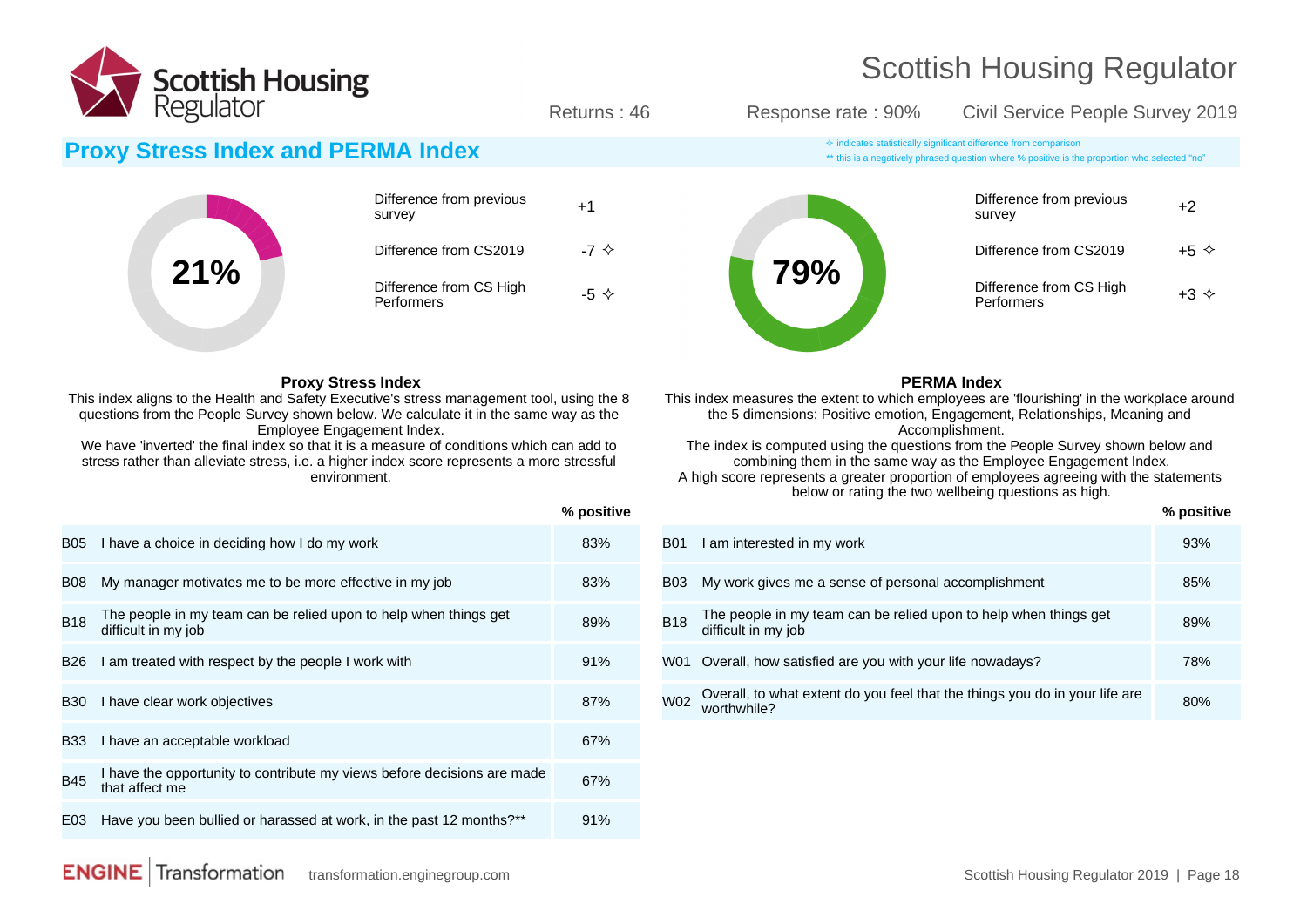Scottish Housing Regulator

Returns : 46 Response rate : 90% Civil Service People Survey 2019

## Proxy Stress Index and PERMA Index

✧ indicates statistically significant difference from comparison

** this is a negatively phrased question where % positive is the proportion who selected "no"

**21%**

| | |
|---|---|
| Difference from previous survey | +1 |
| Difference from CS2019 | -7 ✧ |
| Difference from CS High Performers | -5 ✧ |

**79%**

| | |
|---|---|
| Difference from previous survey | +2 |
| Difference from CS2019 | +5 ✧ |
| Difference from CS High Performers | +3 ✧ |

### Proxy Stress Index

This index aligns to the Health and Safety Executive's stress management tool, using the 8 questions from the People Survey shown below. We calculate it in the same way as the Employee Engagement Index.

We have 'inverted' the final index so that it is a measure of conditions which can add to stress rather than alleviate stress, i.e. a higher index score represents a more stressful environment.

| | | % positive |
|---|---|---|
| B05 | I have a choice in deciding how I do my work | 83% |
| B08 | My manager motivates me to be more effective in my job | 83% |
| B18 | The people in my team can be relied upon to help when things get difficult in my job | 89% |
| B26 | I am treated with respect by the people I work with | 91% |
| B30 | I have clear work objectives | 87% |
| B33 | I have an acceptable workload | 67% |
| B45 | I have the opportunity to contribute my views before decisions are made that affect me | 67% |
| E03 | Have you been bullied or harassed at work, in the past 12 months?** | 91% |

### PERMA Index

This index measures the extent to which employees are 'flourishing' in the workplace around the 5 dimensions: Positive emotion, Engagement, Relationships, Meaning and Accomplishment.

The index is computed using the questions from the People Survey shown below and combining them in the same way as the Employee Engagement Index.

A high score represents a greater proportion of employees agreeing with the statements below or rating the two wellbeing questions as high.

| | | % positive |
|---|---|---|
| B01 | I am interested in my work | 93% |
| B03 | My work gives me a sense of personal accomplishment | 85% |
| B18 | The people in my team can be relied upon to help when things get difficult in my job | 89% |
| W01 | Overall, how satisfied are you with your life nowadays? | 78% |
| W02 | Overall, to what extent do you feel that the things you do in your life are worthwhile? | 80% |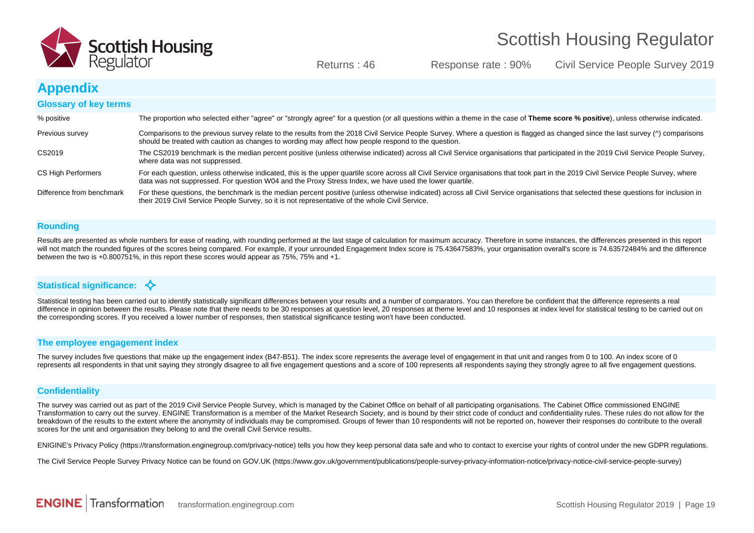## Appendix

### Glossary of key terms

| | |
|---|---|
| % positive | The proportion who selected either "agree" or "strongly agree" for a question (or all questions within a theme in the case of **Theme score % positive**), unless otherwise indicated. |
| Previous survey | Comparisons to the previous survey relate to the results from the 2018 Civil Service People Survey. Where a question is flagged as changed since the last survey (^) comparisons should be treated with caution as changes to wording may affect how people respond to the question. |
| CS2019 | The CS2019 benchmark is the median percent positive (unless otherwise indicated) across all Civil Service organisations that participated in the 2019 Civil Service People Survey, where data was not suppressed. |
| CS High Performers | For each question, unless otherwise indicated, this is the upper quartile score across all Civil Service organisations that took part in the 2019 Civil Service People Survey, where data was not suppressed. For question W04 and the Proxy Stress Index, we have used the lower quartile. |
| Difference from benchmark | For these questions, the benchmark is the median percent positive (unless otherwise indicated) across all Civil Service organisations that selected these questions for inclusion in their 2019 Civil Service People Survey, so it is not representative of the whole Civil Service. |

### Rounding

Results are presented as whole numbers for ease of reading, with rounding performed at the last stage of calculation for maximum accuracy. Therefore in some instances, the differences presented in this report will not match the rounded figures of the scores being compared. For example, if your unrounded Engagement Index score is 75.43647583%, your organisation overall's score is 74.63572484% and the difference between the two is +0.800751%, in this report these scores would appear as 75%, 75% and +1.

### Statistical significance: ✧

Statistical testing has been carried out to identify statistically significant differences between your results and a number of comparators. You can therefore be confident that the difference represents a real difference in opinion between the results. Please note that there needs to be 30 responses at question level, 20 responses at theme level and 10 responses at index level for statistical testing to be carried out on the corresponding scores. If you received a lower number of responses, then statistical significance testing won't have been conducted.

### The employee engagement index

The survey includes five questions that make up the engagement index (B47-B51). The index score represents the average level of engagement in that unit and ranges from 0 to 100. An index score of 0 represents all respondents in that unit saying they strongly disagree to all five engagement questions and a score of 100 represents all respondents saying they strongly agree to all five engagement questions.

### Confidentiality

The survey was carried out as part of the 2019 Civil Service People Survey, which is managed by the Cabinet Office on behalf of all participating organisations. The Cabinet Office commissioned ENGINE Transformation to carry out the survey. ENGINE Transformation is a member of the Market Research Society, and is bound by their strict code of conduct and confidentiality rules. These rules do not allow for the breakdown of the results to the extent where the anonymity of individuals may be compromised. Groups of fewer than 10 respondents will not be reported on, however their responses do contribute to the overall scores for the unit and organisation they belong to and the overall Civil Service results.

ENIGINE's Privacy Policy (https://transformation.enginegroup.com/privacy-notice) tells you how they keep personal data safe and who to contact to exercise your rights of control under the new GDPR regulations.

The Civil Service People Survey Privacy Notice can be found on GOV.UK (https://www.gov.uk/government/publications/people-survey-privacy-information-notice/privacy-notice-civil-service-people-survey)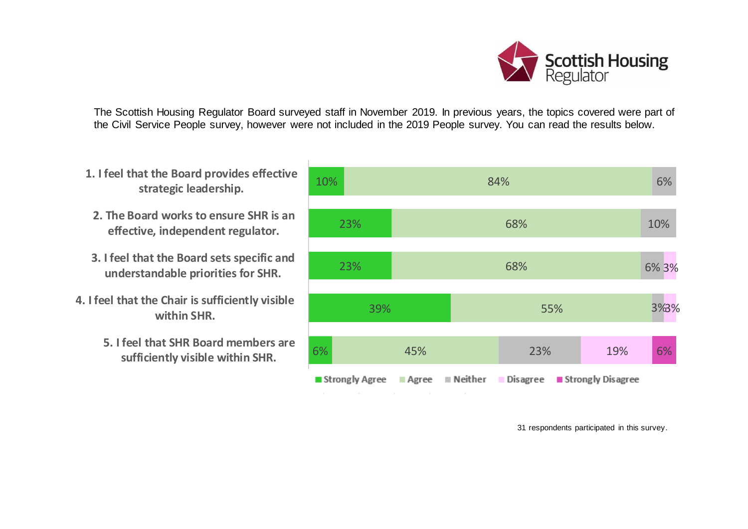Scottish Housing Regulator

The Scottish Housing Regulator Board surveyed staff in November 2019. In previous years, the topics covered were part of the Civil Service People survey, however were not included in the 2019 People survey. You can read the results below.

**1. I feel that the Board provides effective strategic leadership.**

10% 84% 6%

**2. The Board works to ensure SHR is an effective, independent regulator.**

23% 68% 10%

**3. I feel that the Board sets specific and understandable priorities for SHR.**

23% 68% 6% 3%

**4. I feel that the Chair is sufficiently visible within SHR.**

39% 55% 3% 3%

**5. I feel that SHR Board members are sufficiently visible within SHR.**

6% 45% 23% 19% 6%

Strongly Agree · Agree · Neither · Disagree · Strongly Disagree

31 respondents participated in this survey.